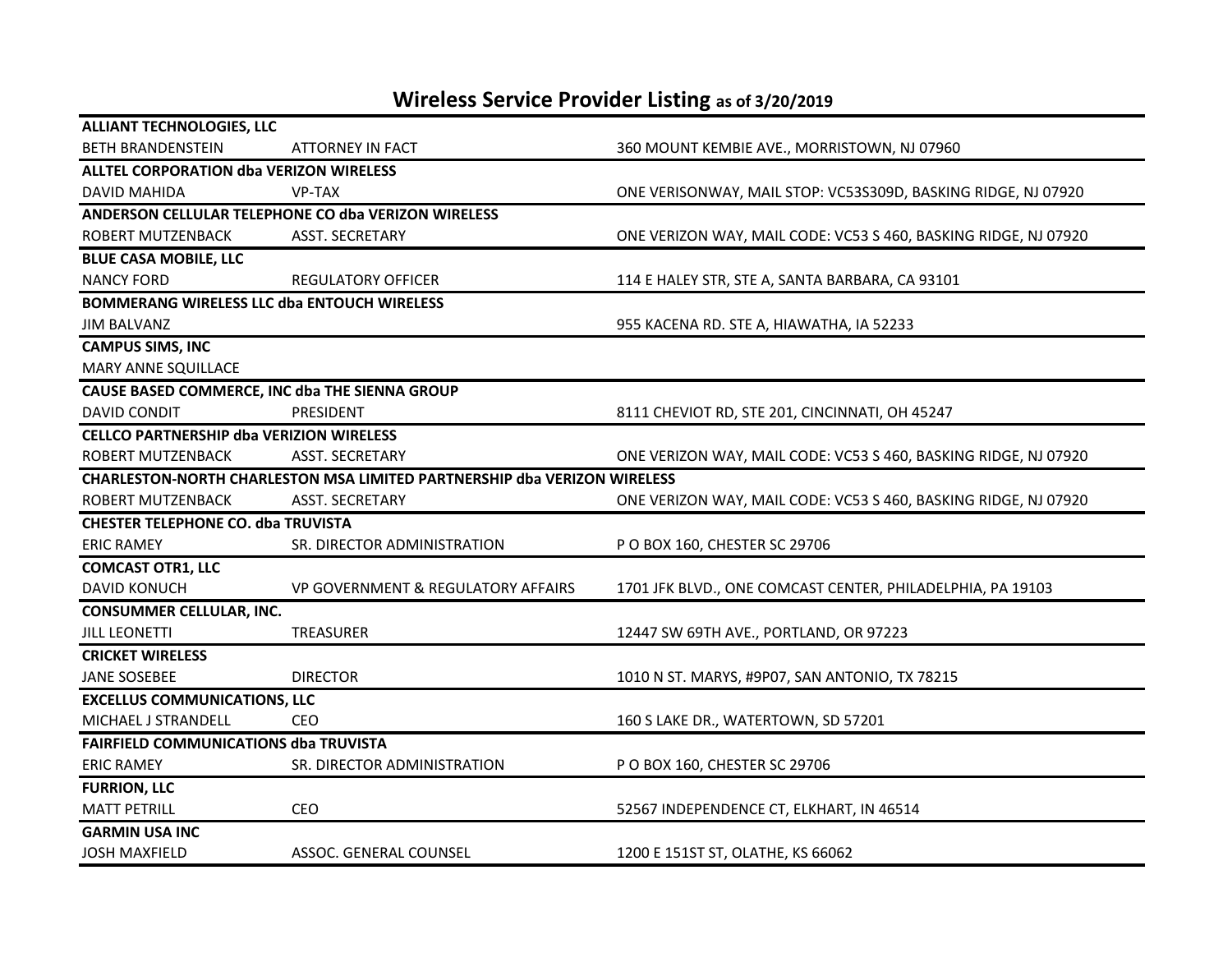# Wireless Service Provider Listing as of 3/20/2019

| | | |
|---|---|---|
| **ALLIANT TECHNOLOGIES, LLC** | | |
| BETH BRANDENSTEIN | ATTORNEY IN FACT | 360 MOUNT KEMBIE AVE., MORRISTOWN, NJ 07960 |
| **ALLTEL CORPORATION dba VERIZON WIRELESS** | | |
| DAVID MAHIDA | VP-TAX | ONE VERISONWAY, MAIL STOP: VC53S309D, BASKING RIDGE, NJ 07920 |
| **ANDERSON CELLULAR TELEPHONE CO dba VERIZON WIRELESS** | | |
| ROBERT MUTZENBACK | ASST. SECRETARY | ONE VERIZON WAY, MAIL CODE: VC53 S 460, BASKING RIDGE, NJ 07920 |
| **BLUE CASA MOBILE, LLC** | | |
| NANCY FORD | REGULATORY OFFICER | 114 E HALEY STR, STE A, SANTA BARBARA, CA 93101 |
| **BOMMERANG WIRELESS LLC dba ENTOUCH WIRELESS** | | |
| JIM BALVANZ | | 955 KACENA RD. STE A, HIAWATHA, IA 52233 |
| **CAMPUS SIMS, INC** | | |
| MARY ANNE SQUILLACE | | |
| **CAUSE BASED COMMERCE, INC dba THE SIENNA GROUP** | | |
| DAVID CONDIT | PRESIDENT | 8111 CHEVIOT RD, STE 201, CINCINNATI, OH 45247 |
| **CELLCO PARTNERSHIP dba VERIZION WIRELESS** | | |
| ROBERT MUTZENBACK | ASST. SECRETARY | ONE VERIZON WAY, MAIL CODE: VC53 S 460, BASKING RIDGE, NJ 07920 |
| **CHARLESTON-NORTH CHARLESTON MSA LIMITED PARTNERSHIP dba VERIZON WIRELESS** | | |
| ROBERT MUTZENBACK | ASST. SECRETARY | ONE VERIZON WAY, MAIL CODE: VC53 S 460, BASKING RIDGE, NJ 07920 |
| **CHESTER TELEPHONE CO. dba TRUVISTA** | | |
| ERIC RAMEY | SR. DIRECTOR ADMINISTRATION | P O BOX 160, CHESTER SC 29706 |
| **COMCAST OTR1, LLC** | | |
| DAVID KONUCH | VP GOVERNMENT & REGULATORY AFFAIRS | 1701 JFK BLVD., ONE COMCAST CENTER, PHILADELPHIA, PA 19103 |
| **CONSUMMER CELLULAR, INC.** | | |
| JILL LEONETTI | TREASURER | 12447 SW 69TH AVE., PORTLAND, OR 97223 |
| **CRICKET WIRELESS** | | |
| JANE SOSEBEE | DIRECTOR | 1010 N ST. MARYS, #9P07, SAN ANTONIO, TX 78215 |
| **EXCELLUS COMMUNICATIONS, LLC** | | |
| MICHAEL J STRANDELL | CEO | 160 S LAKE DR., WATERTOWN, SD 57201 |
| **FAIRFIELD COMMUNICATIONS dba TRUVISTA** | | |
| ERIC RAMEY | SR. DIRECTOR ADMINISTRATION | P O BOX 160, CHESTER SC 29706 |
| **FURRION, LLC** | | |
| MATT PETRILL | CEO | 52567 INDEPENDENCE CT, ELKHART, IN 46514 |
| **GARMIN USA INC** | | |
| JOSH MAXFIELD | ASSOC. GENERAL COUNSEL | 1200 E 151ST ST, OLATHE, KS 66062 |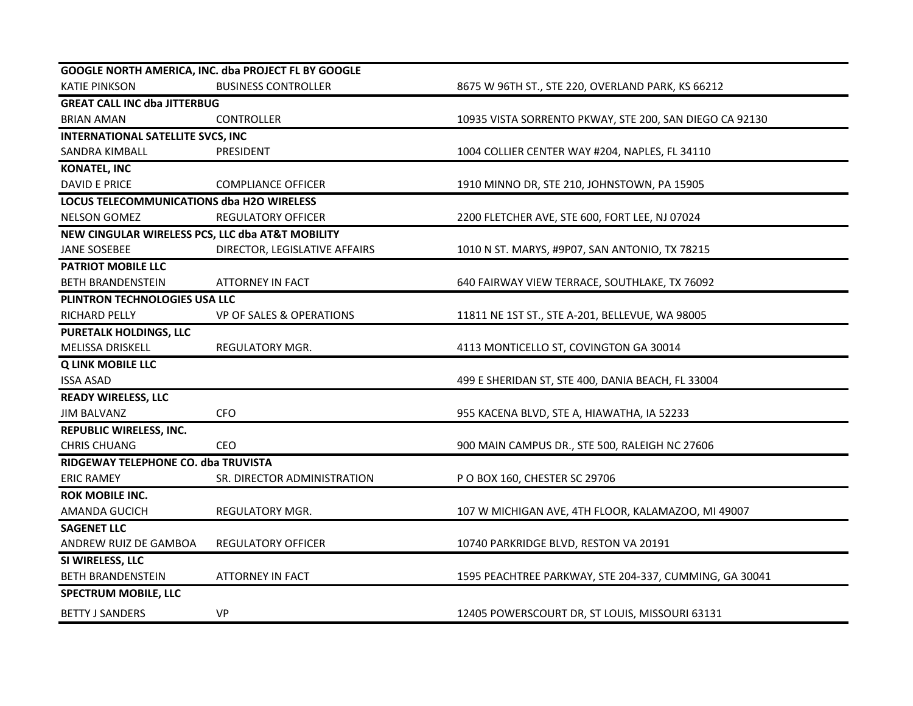| | | |
|---|---|---|
| **GOOGLE NORTH AMERICA, INC. dba PROJECT FL BY GOOGLE** | | |
| KATIE PINKSON | BUSINESS CONTROLLER | 8675 W 96TH ST., STE 220, OVERLAND PARK, KS 66212 |
| **GREAT CALL INC dba JITTERBUG** | | |
| BRIAN AMAN | CONTROLLER | 10935 VISTA SORRENTO PKWAY, STE 200, SAN DIEGO CA 92130 |
| **INTERNATIONAL SATELLITE SVCS, INC** | | |
| SANDRA KIMBALL | PRESIDENT | 1004 COLLIER CENTER WAY #204, NAPLES, FL 34110 |
| **KONATEL, INC** | | |
| DAVID E PRICE | COMPLIANCE OFFICER | 1910 MINNO DR, STE 210, JOHNSTOWN, PA 15905 |
| **LOCUS TELECOMMUNICATIONS dba H2O WIRELESS** | | |
| NELSON GOMEZ | REGULATORY OFFICER | 2200 FLETCHER AVE, STE 600, FORT LEE, NJ 07024 |
| **NEW CINGULAR WIRELESS PCS, LLC dba AT&T MOBILITY** | | |
| JANE SOSEBEE | DIRECTOR, LEGISLATIVE AFFAIRS | 1010 N ST. MARYS, #9P07, SAN ANTONIO, TX 78215 |
| **PATRIOT MOBILE LLC** | | |
| BETH BRANDENSTEIN | ATTORNEY IN FACT | 640 FAIRWAY VIEW TERRACE, SOUTHLAKE, TX 76092 |
| **PLINTRON TECHNOLOGIES USA LLC** | | |
| RICHARD PELLY | VP OF SALES & OPERATIONS | 11811 NE 1ST ST., STE A-201, BELLEVUE, WA 98005 |
| **PURETALK HOLDINGS, LLC** | | |
| MELISSA DRISKELL | REGULATORY MGR. | 4113 MONTICELLO ST, COVINGTON GA 30014 |
| **Q LINK MOBILE LLC** | | |
| ISSA ASAD | | 499 E SHERIDAN ST, STE 400, DANIA BEACH, FL 33004 |
| **READY WIRELESS, LLC** | | |
| JIM BALVANZ | CFO | 955 KACENA BLVD, STE A, HIAWATHA, IA 52233 |
| **REPUBLIC WIRELESS, INC.** | | |
| CHRIS CHUANG | CEO | 900 MAIN CAMPUS DR., STE 500, RALEIGH NC 27606 |
| **RIDGEWAY TELEPHONE CO. dba TRUVISTA** | | |
| ERIC RAMEY | SR. DIRECTOR ADMINISTRATION | P O BOX 160, CHESTER SC 29706 |
| **ROK MOBILE INC.** | | |
| AMANDA GUCICH | REGULATORY MGR. | 107 W MICHIGAN AVE, 4TH FLOOR, KALAMAZOO, MI 49007 |
| **SAGENET LLC** | | |
| ANDREW RUIZ DE GAMBOA | REGULATORY OFFICER | 10740 PARKRIDGE BLVD, RESTON VA 20191 |
| **SI WIRELESS, LLC** | | |
| BETH BRANDENSTEIN | ATTORNEY IN FACT | 1595 PEACHTREE PARKWAY, STE 204-337, CUMMING, GA 30041 |
| **SPECTRUM MOBILE, LLC** | | |
| BETTY J SANDERS | VP | 12405 POWERSCOURT DR, ST LOUIS, MISSOURI 63131 |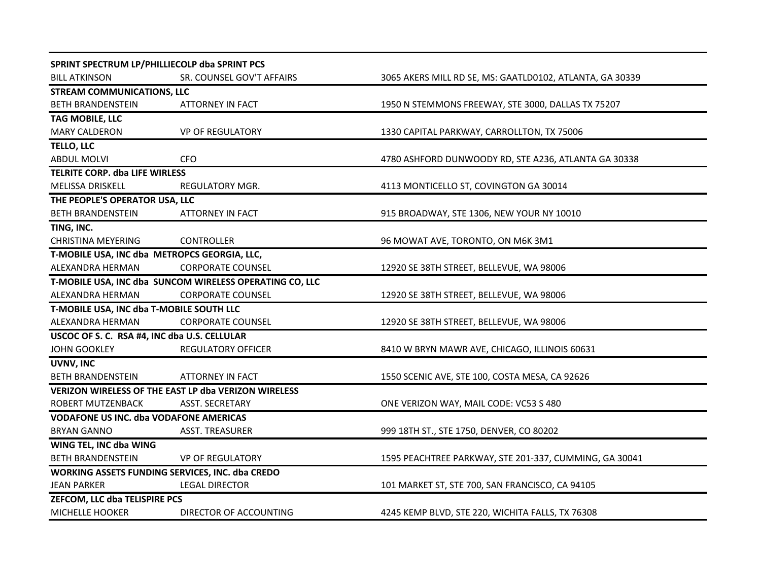| | | |
|---|---|---|
| **SPRINT SPECTRUM LP/PHILLIECOLP dba SPRINT PCS** | | |
| BILL ATKINSON | SR. COUNSEL GOV'T AFFAIRS | 3065 AKERS MILL RD SE, MS: GAATLD0102, ATLANTA, GA 30339 |
| **STREAM COMMUNICATIONS, LLC** | | |
| BETH BRANDENSTEIN | ATTORNEY IN FACT | 1950 N STEMMONS FREEWAY, STE 3000, DALLAS TX 75207 |
| **TAG MOBILE, LLC** | | |
| MARY CALDERON | VP OF REGULATORY | 1330 CAPITAL PARKWAY, CARROLLTON, TX 75006 |
| **TELLO, LLC** | | |
| ABDUL MOLVI | CFO | 4780 ASHFORD DUNWOODY RD, STE A236, ATLANTA GA 30338 |
| **TELRITE CORP. dba LIFE WIRLESS** | | |
| MELISSA DRISKELL | REGULATORY MGR. | 4113 MONTICELLO ST, COVINGTON GA 30014 |
| **THE PEOPLE'S OPERATOR USA, LLC** | | |
| BETH BRANDENSTEIN | ATTORNEY IN FACT | 915 BROADWAY, STE 1306, NEW YOUR NY 10010 |
| **TING, INC.** | | |
| CHRISTINA MEYERING | CONTROLLER | 96 MOWAT AVE, TORONTO, ON M6K 3M1 |
| **T-MOBILE USA, INC dba METROPCS GEORGIA, LLC,** | | |
| ALEXANDRA HERMAN | CORPORATE COUNSEL | 12920 SE 38TH STREET, BELLEVUE, WA 98006 |
| **T-MOBILE USA, INC dba SUNCOM WIRELESS OPERATING CO, LLC** | | |
| ALEXANDRA HERMAN | CORPORATE COUNSEL | 12920 SE 38TH STREET, BELLEVUE, WA 98006 |
| **T-MOBILE USA, INC dba T-MOBILE SOUTH LLC** | | |
| ALEXANDRA HERMAN | CORPORATE COUNSEL | 12920 SE 38TH STREET, BELLEVUE, WA 98006 |
| **USCOC OF S. C. RSA #4, INC dba U.S. CELLULAR** | | |
| JOHN GOOKLEY | REGULATORY OFFICER | 8410 W BRYN MAWR AVE, CHICAGO, ILLINOIS 60631 |
| **UVNV, INC** | | |
| BETH BRANDENSTEIN | ATTORNEY IN FACT | 1550 SCENIC AVE, STE 100, COSTA MESA, CA 92626 |
| **VERIZON WIRELESS OF THE EAST LP dba VERIZON WIRELESS** | | |
| ROBERT MUTZENBACK | ASST. SECRETARY | ONE VERIZON WAY, MAIL CODE: VC53 S 480 |
| **VODAFONE US INC. dba VODAFONE AMERICAS** | | |
| BRYAN GANNO | ASST. TREASURER | 999 18TH ST., STE 1750, DENVER, CO 80202 |
| **WING TEL, INC dba WING** | | |
| BETH BRANDENSTEIN | VP OF REGULATORY | 1595 PEACHTREE PARKWAY, STE 201-337, CUMMING, GA 30041 |
| **WORKING ASSETS FUNDING SERVICES, INC. dba CREDO** | | |
| JEAN PARKER | LEGAL DIRECTOR | 101 MARKET ST, STE 700, SAN FRANCISCO, CA 94105 |
| **ZEFCOM, LLC dba TELISPIRE PCS** | | |
| MICHELLE HOOKER | DIRECTOR OF ACCOUNTING | 4245 KEMP BLVD, STE 220, WICHITA FALLS, TX 76308 |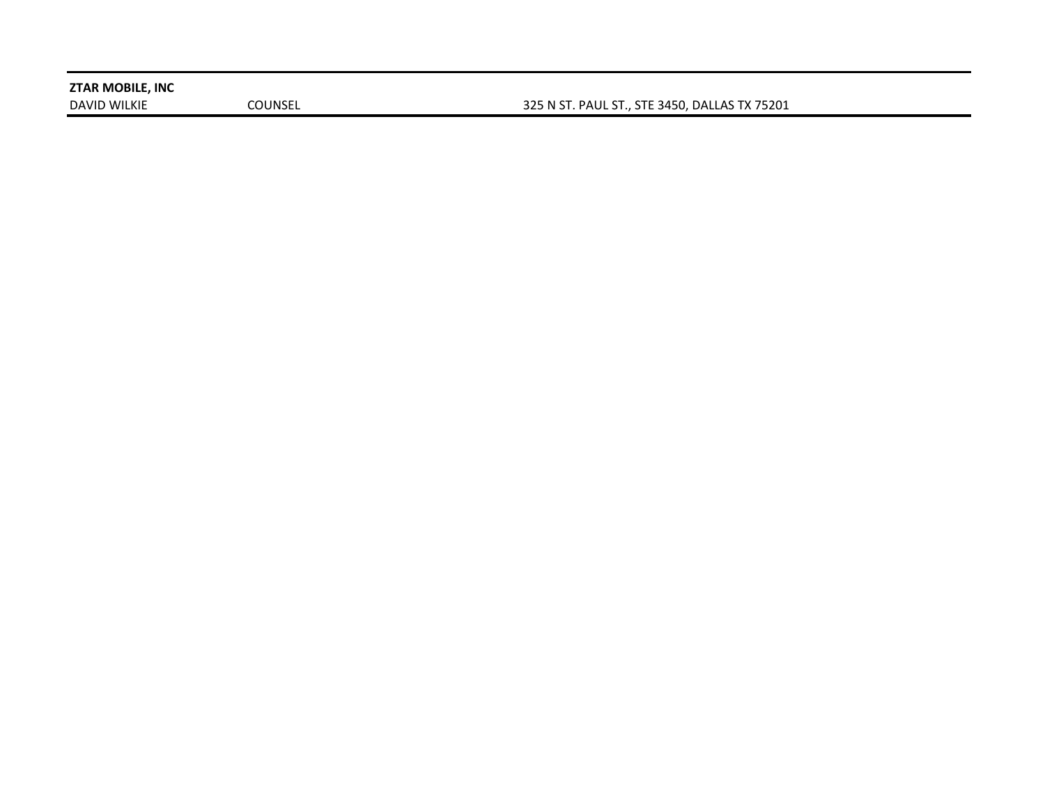| | | |
|---|---|---|
| **ZTAR MOBILE, INC** | | |
| DAVID WILKIE | COUNSEL | 325 N ST. PAUL ST., STE 3450, DALLAS TX 75201 |